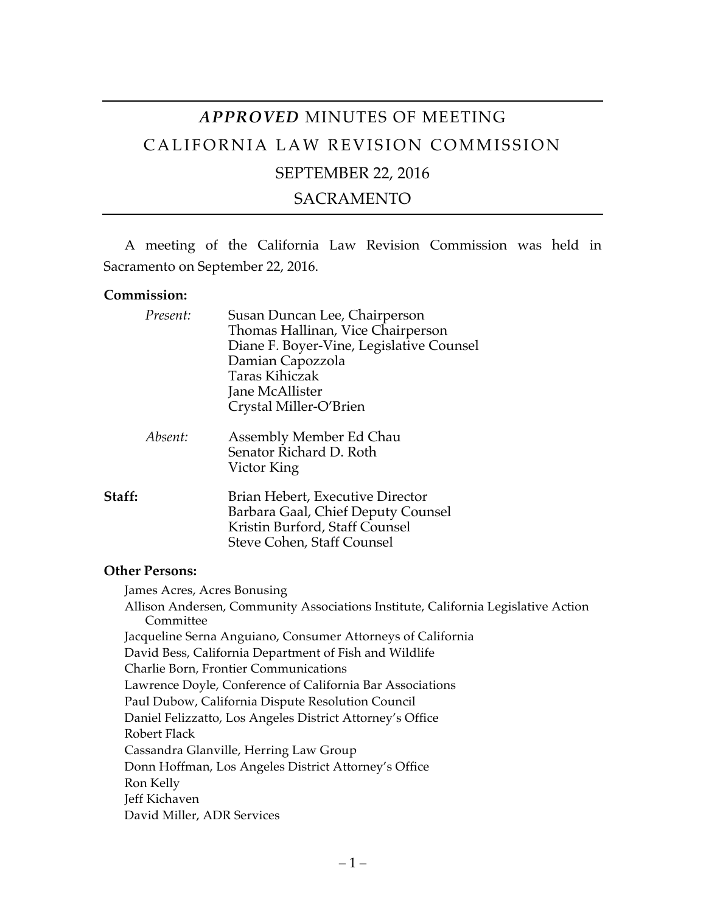# *APPROVED* MINUTES OF MEETING
# CALIFORNIA LAW REVISION COMMISSION
## SEPTEMBER 22, 2016
## SACRAMENTO

A meeting of the California Law Revision Commission was held in Sacramento on September 22, 2016.

**Commission:**

*Present:*
Susan Duncan Lee, Chairperson
Thomas Hallinan, Vice Chairperson
Diane F. Boyer-Vine, Legislative Counsel
Damian Capozzola
Taras Kihiczak
Jane McAllister
Crystal Miller-O'Brien

*Absent:*
Assembly Member Ed Chau
Senator Richard D. Roth
Victor King

**Staff:**
Brian Hebert, Executive Director
Barbara Gaal, Chief Deputy Counsel
Kristin Burford, Staff Counsel
Steve Cohen, Staff Counsel

**Other Persons:**

James Acres, Acres Bonusing
Allison Andersen, Community Associations Institute, California Legislative Action Committee
Jacqueline Serna Anguiano, Consumer Attorneys of California
David Bess, California Department of Fish and Wildlife
Charlie Born, Frontier Communications
Lawrence Doyle, Conference of California Bar Associations
Paul Dubow, California Dispute Resolution Council
Daniel Felizzatto, Los Angeles District Attorney's Office
Robert Flack
Cassandra Glanville, Herring Law Group
Donn Hoffman, Los Angeles District Attorney's Office
Ron Kelly
Jeff Kichaven
David Miller, ADR Services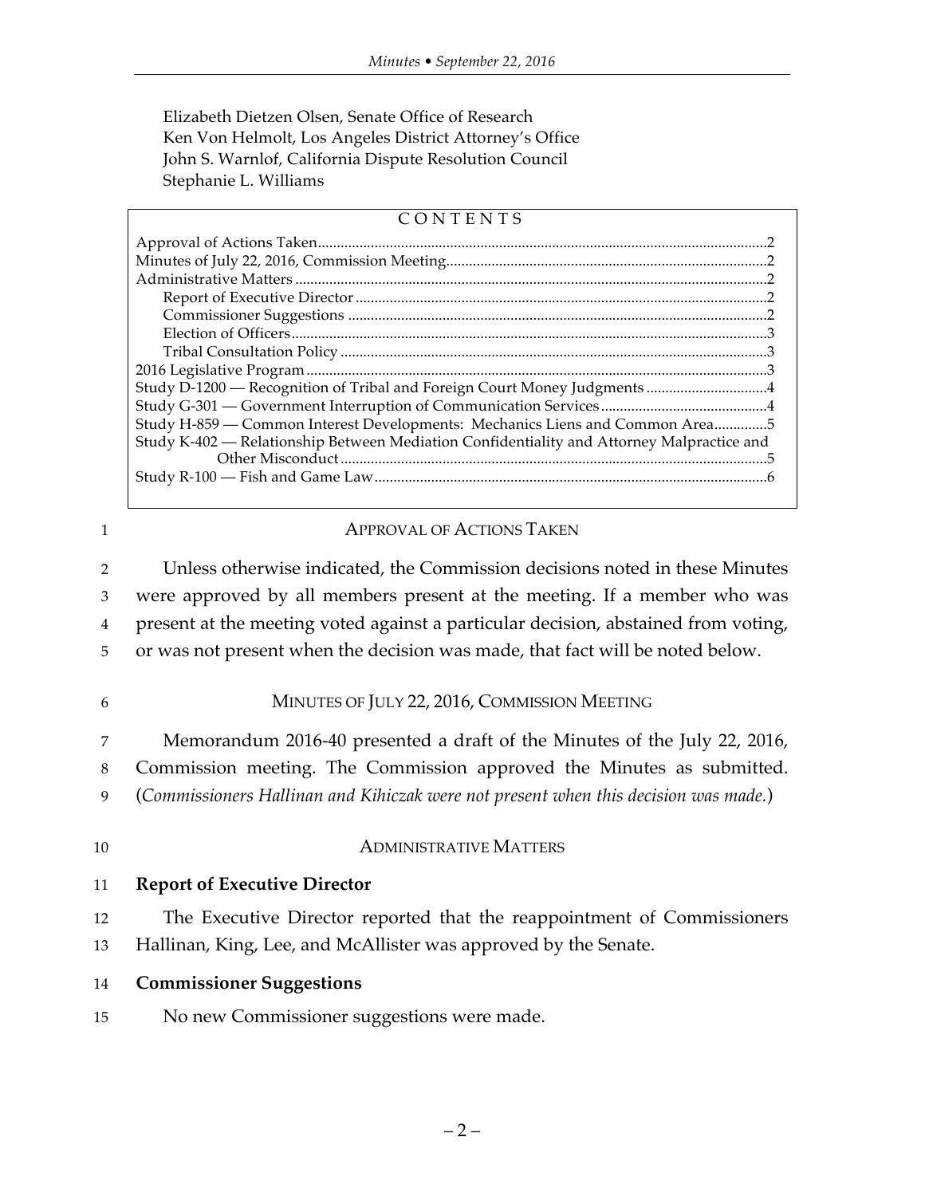Elizabeth Dietzen Olsen, Senate Office of Research
Ken Von Helmolt, Los Angeles District Attorney's Office
John S. Warnlof, California Dispute Resolution Council
Stephanie L. Williams

CONTENTS

Approval of Actions Taken ..... 2
Minutes of July 22, 2016, Commission Meeting ..... 2
Administrative Matters ..... 2
  Report of Executive Director ..... 2
  Commissioner Suggestions ..... 2
  Election of Officers ..... 3
  Tribal Consultation Policy ..... 3
2016 Legislative Program ..... 3
Study D-1200 — Recognition of Tribal and Foreign Court Money Judgments ..... 4
Study G-301 — Government Interruption of Communication Services ..... 4
Study H-859 — Common Interest Developments: Mechanics Liens and Common Area ..... 5
Study K-402 — Relationship Between Mediation Confidentiality and Attorney Malpractice and Other Misconduct ..... 5
Study R-100 — Fish and Game Law ..... 6

## APPROVAL OF ACTIONS TAKEN

Unless otherwise indicated, the Commission decisions noted in these Minutes were approved by all members present at the meeting. If a member who was present at the meeting voted against a particular decision, abstained from voting, or was not present when the decision was made, that fact will be noted below.

## MINUTES OF JULY 22, 2016, COMMISSION MEETING

Memorandum 2016-40 presented a draft of the Minutes of the July 22, 2016, Commission meeting. The Commission approved the Minutes as submitted. (*Commissioners Hallinan and Kihiczak were not present when this decision was made.*)

## ADMINISTRATIVE MATTERS

### Report of Executive Director

The Executive Director reported that the reappointment of Commissioners Hallinan, King, Lee, and McAllister was approved by the Senate.

### Commissioner Suggestions

No new Commissioner suggestions were made.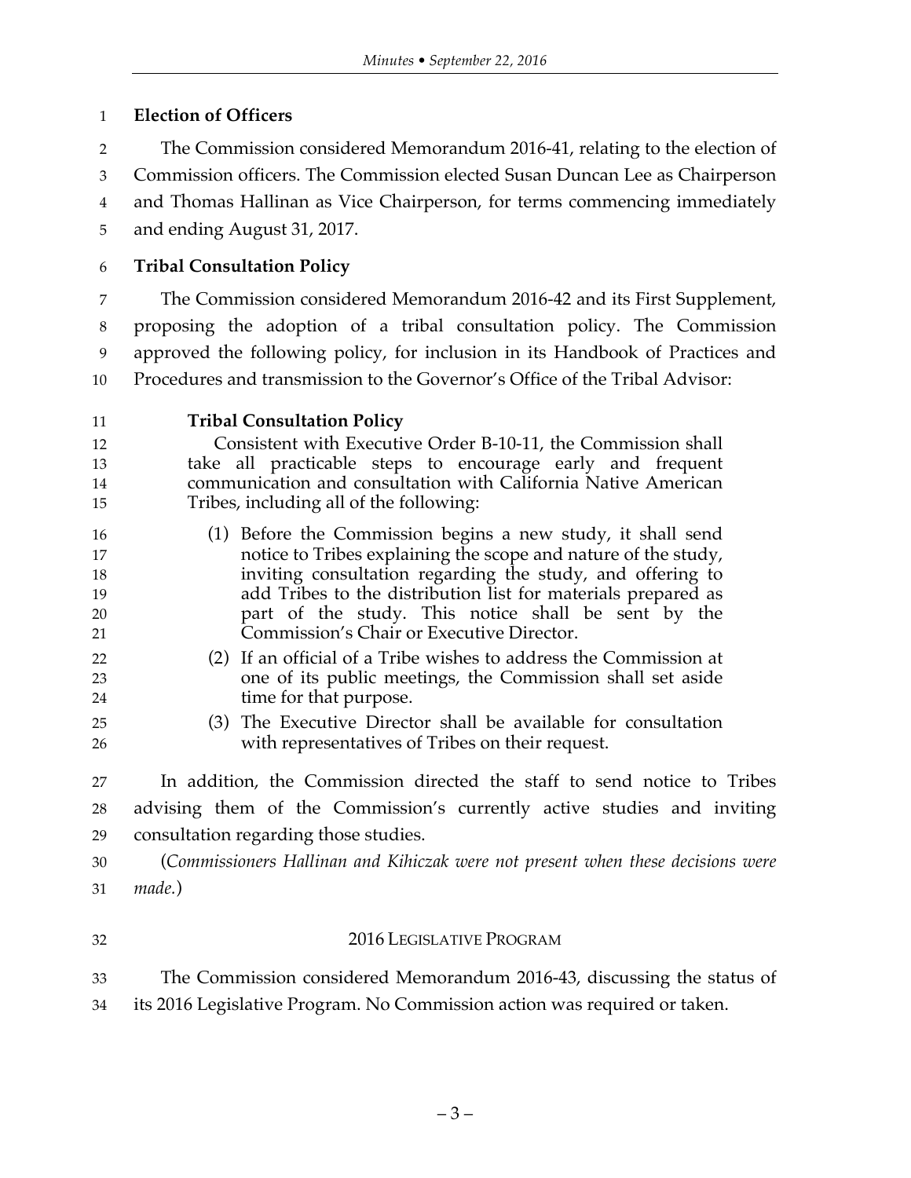**Election of Officers**

The Commission considered Memorandum 2016-41, relating to the election of Commission officers. The Commission elected Susan Duncan Lee as Chairperson and Thomas Hallinan as Vice Chairperson, for terms commencing immediately and ending August 31, 2017.

**Tribal Consultation Policy**

The Commission considered Memorandum 2016-42 and its First Supplement, proposing the adoption of a tribal consultation policy. The Commission approved the following policy, for inclusion in its Handbook of Practices and Procedures and transmission to the Governor's Office of the Tribal Advisor:

> **Tribal Consultation Policy**
>
> Consistent with Executive Order B-10-11, the Commission shall take all practicable steps to encourage early and frequent communication and consultation with California Native American Tribes, including all of the following:
>
> (1) Before the Commission begins a new study, it shall send notice to Tribes explaining the scope and nature of the study, inviting consultation regarding the study, and offering to add Tribes to the distribution list for materials prepared as part of the study. This notice shall be sent by the Commission's Chair or Executive Director.
>
> (2) If an official of a Tribe wishes to address the Commission at one of its public meetings, the Commission shall set aside time for that purpose.
>
> (3) The Executive Director shall be available for consultation with representatives of Tribes on their request.

In addition, the Commission directed the staff to send notice to Tribes advising them of the Commission's currently active studies and inviting consultation regarding those studies.

(*Commissioners Hallinan and Kihiczak were not present when these decisions were made.*)

## 2016 LEGISLATIVE PROGRAM

The Commission considered Memorandum 2016-43, discussing the status of its 2016 Legislative Program. No Commission action was required or taken.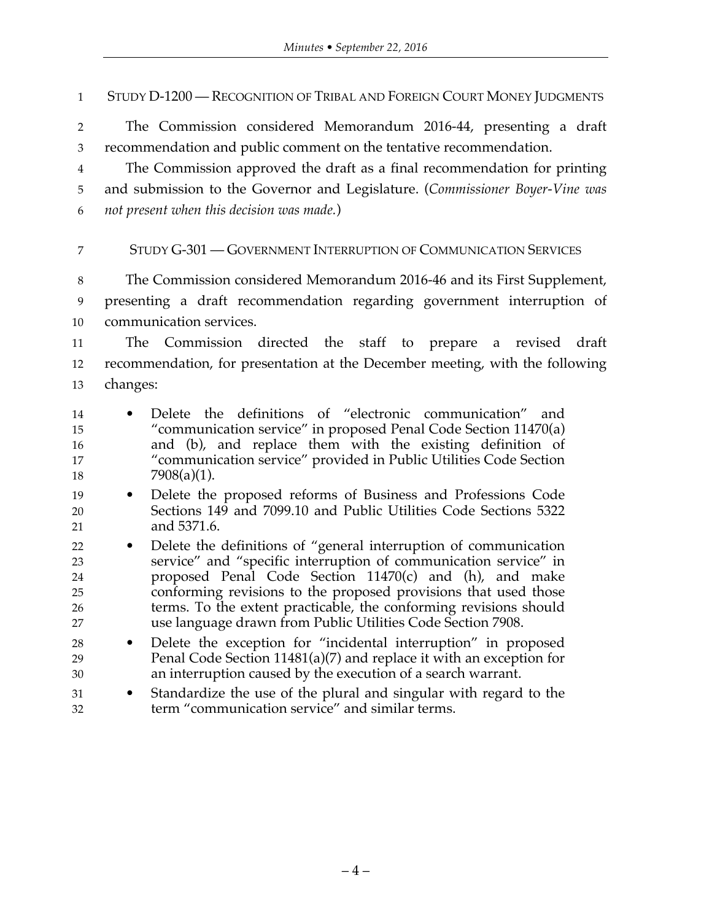## STUDY D-1200 — RECOGNITION OF TRIBAL AND FOREIGN COURT MONEY JUDGMENTS

The Commission considered Memorandum 2016-44, presenting a draft recommendation and public comment on the tentative recommendation.

The Commission approved the draft as a final recommendation for printing and submission to the Governor and Legislature. (*Commissioner Boyer-Vine was not present when this decision was made.*)

## STUDY G-301 — GOVERNMENT INTERRUPTION OF COMMUNICATION SERVICES

The Commission considered Memorandum 2016-46 and its First Supplement, presenting a draft recommendation regarding government interruption of communication services.

The Commission directed the staff to prepare a revised draft recommendation, for presentation at the December meeting, with the following changes:

- Delete the definitions of "electronic communication" and "communication service" in proposed Penal Code Section 11470(a) and (b), and replace them with the existing definition of "communication service" provided in Public Utilities Code Section 7908(a)(1).
- Delete the proposed reforms of Business and Professions Code Sections 149 and 7099.10 and Public Utilities Code Sections 5322 and 5371.6.
- Delete the definitions of "general interruption of communication service" and "specific interruption of communication service" in proposed Penal Code Section 11470(c) and (h), and make conforming revisions to the proposed provisions that used those terms. To the extent practicable, the conforming revisions should use language drawn from Public Utilities Code Section 7908.
- Delete the exception for "incidental interruption" in proposed Penal Code Section 11481(a)(7) and replace it with an exception for an interruption caused by the execution of a search warrant.
- Standardize the use of the plural and singular with regard to the term "communication service" and similar terms.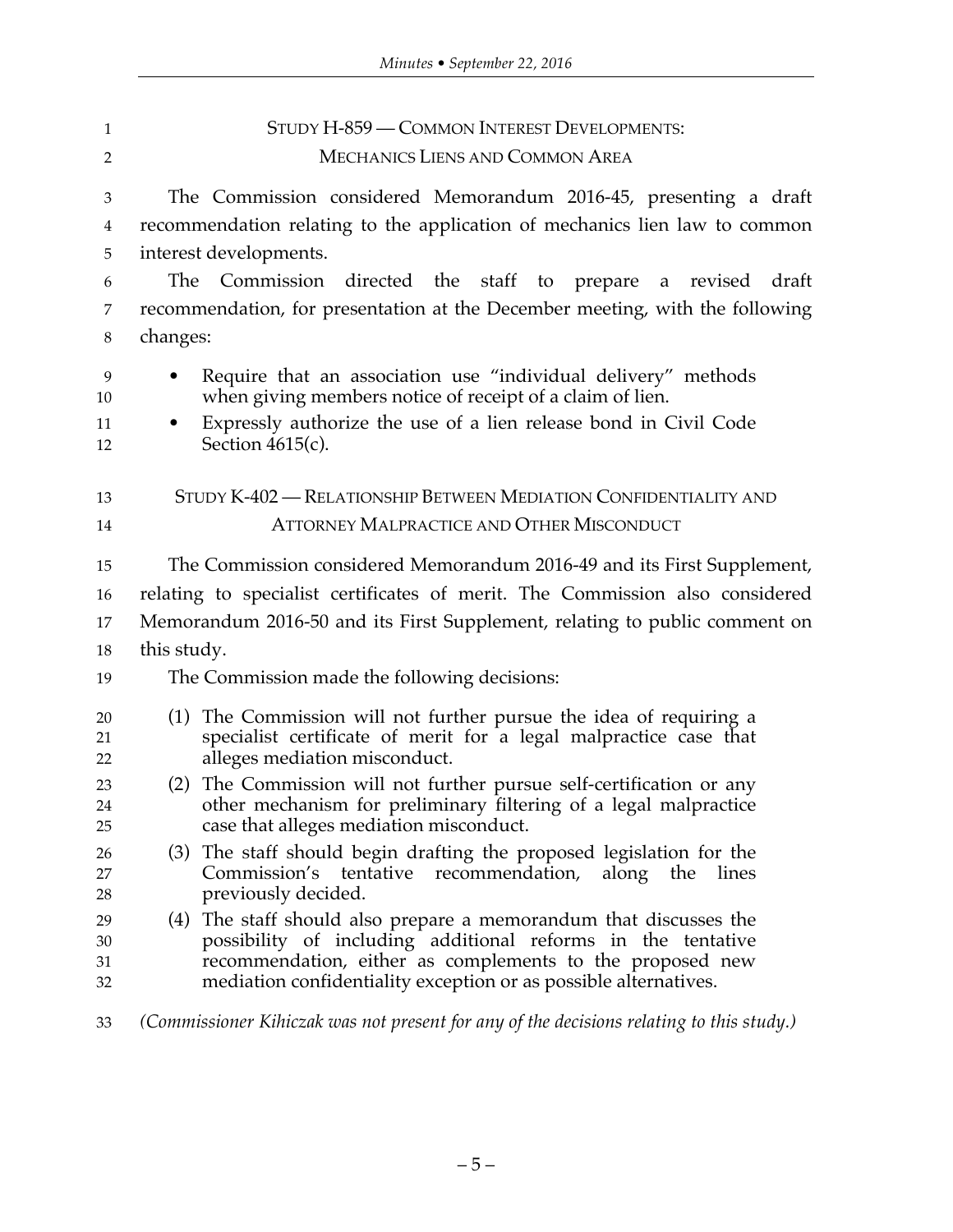## STUDY H-859 — COMMON INTEREST DEVELOPMENTS: MECHANICS LIENS AND COMMON AREA

The Commission considered Memorandum 2016-45, presenting a draft recommendation relating to the application of mechanics lien law to common interest developments.

The Commission directed the staff to prepare a revised draft recommendation, for presentation at the December meeting, with the following changes:

- Require that an association use "individual delivery" methods when giving members notice of receipt of a claim of lien.
- Expressly authorize the use of a lien release bond in Civil Code Section 4615(c).

## STUDY K-402 — RELATIONSHIP BETWEEN MEDIATION CONFIDENTIALITY AND ATTORNEY MALPRACTICE AND OTHER MISCONDUCT

The Commission considered Memorandum 2016-49 and its First Supplement, relating to specialist certificates of merit. The Commission also considered Memorandum 2016-50 and its First Supplement, relating to public comment on this study.

The Commission made the following decisions:

(1) The Commission will not further pursue the idea of requiring a specialist certificate of merit for a legal malpractice case that alleges mediation misconduct.

(2) The Commission will not further pursue self-certification or any other mechanism for preliminary filtering of a legal malpractice case that alleges mediation misconduct.

(3) The staff should begin drafting the proposed legislation for the Commission's tentative recommendation, along the lines previously decided.

(4) The staff should also prepare a memorandum that discusses the possibility of including additional reforms in the tentative recommendation, either as complements to the proposed new mediation confidentiality exception or as possible alternatives.

*(Commissioner Kihiczak was not present for any of the decisions relating to this study.)*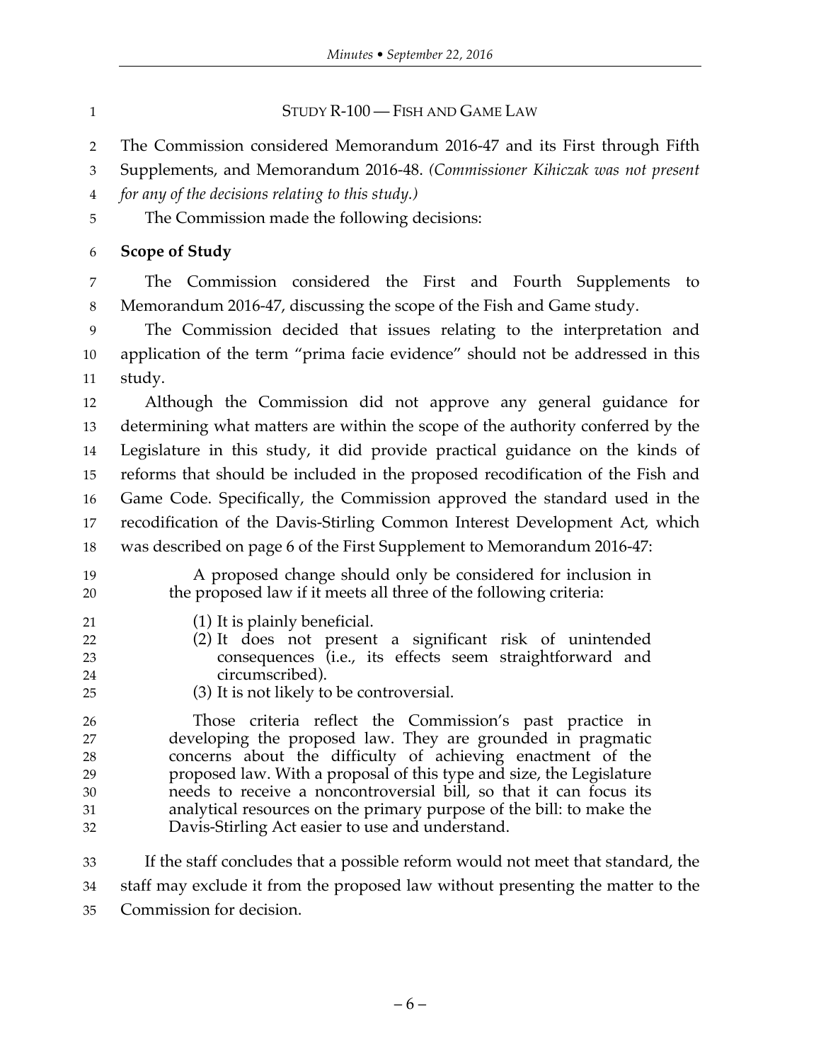## STUDY R-100 — FISH AND GAME LAW

The Commission considered Memorandum 2016-47 and its First through Fifth Supplements, and Memorandum 2016-48. *(Commissioner Kihiczak was not present for any of the decisions relating to this study.)*

The Commission made the following decisions:

### Scope of Study

The Commission considered the First and Fourth Supplements to Memorandum 2016-47, discussing the scope of the Fish and Game study.

The Commission decided that issues relating to the interpretation and application of the term "prima facie evidence" should not be addressed in this study.

Although the Commission did not approve any general guidance for determining what matters are within the scope of the authority conferred by the Legislature in this study, it did provide practical guidance on the kinds of reforms that should be included in the proposed recodification of the Fish and Game Code. Specifically, the Commission approved the standard used in the recodification of the Davis-Stirling Common Interest Development Act, which was described on page 6 of the First Supplement to Memorandum 2016-47:

> A proposed change should only be considered for inclusion in the proposed law if it meets all three of the following criteria:
>
> (1) It is plainly beneficial.
> (2) It does not present a significant risk of unintended consequences (i.e., its effects seem straightforward and circumscribed).
> (3) It is not likely to be controversial.
>
> Those criteria reflect the Commission's past practice in developing the proposed law. They are grounded in pragmatic concerns about the difficulty of achieving enactment of the proposed law. With a proposal of this type and size, the Legislature needs to receive a noncontroversial bill, so that it can focus its analytical resources on the primary purpose of the bill: to make the Davis-Stirling Act easier to use and understand.

If the staff concludes that a possible reform would not meet that standard, the staff may exclude it from the proposed law without presenting the matter to the Commission for decision.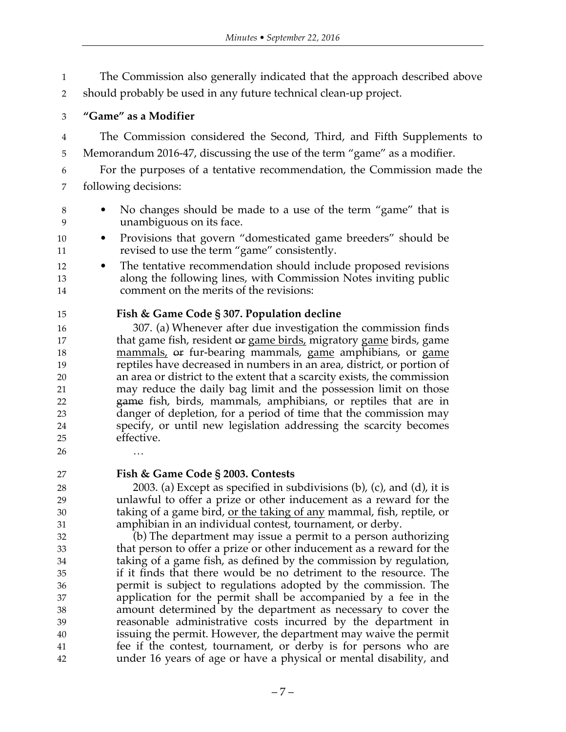The Commission also generally indicated that the approach described above should probably be used in any future technical clean-up project.

### "Game" as a Modifier

The Commission considered the Second, Third, and Fifth Supplements to Memorandum 2016-47, discussing the use of the term "game" as a modifier.

For the purposes of a tentative recommendation, the Commission made the following decisions:

- No changes should be made to a use of the term "game" that is unambiguous on its face.
- Provisions that govern "domesticated game breeders" should be revised to use the term "game" consistently.
- The tentative recommendation should include proposed revisions along the following lines, with Commission Notes inviting public comment on the merits of the revisions:

> **Fish & Game Code § 307. Population decline**
>
> 307. (a) Whenever after due investigation the commission finds that game fish, resident ~~or~~ <u>game birds,</u> migratory <u>game</u> birds, game <u>mammals,</u> ~~or~~ fur-bearing mammals, <u>game</u> amphibians, or <u>game</u> reptiles have decreased in numbers in an area, district, or portion of an area or district to the extent that a scarcity exists, the commission may reduce the daily bag limit and the possession limit on those ~~game~~ fish, birds, mammals, amphibians, or reptiles that are in danger of depletion, for a period of time that the commission may specify, or until new legislation addressing the scarcity becomes effective.
>
> …
>
> **Fish & Game Code § 2003. Contests**
>
> 2003. (a) Except as specified in subdivisions (b), (c), and (d), it is unlawful to offer a prize or other inducement as a reward for the taking of a game bird, <u>or the taking of any</u> mammal, fish, reptile, or amphibian in an individual contest, tournament, or derby.
>
> (b) The department may issue a permit to a person authorizing that person to offer a prize or other inducement as a reward for the taking of a game fish, as defined by the commission by regulation, if it finds that there would be no detriment to the resource. The permit is subject to regulations adopted by the commission. The application for the permit shall be accompanied by a fee in the amount determined by the department as necessary to cover the reasonable administrative costs incurred by the department in issuing the permit. However, the department may waive the permit fee if the contest, tournament, or derby is for persons who are under 16 years of age or have a physical or mental disability, and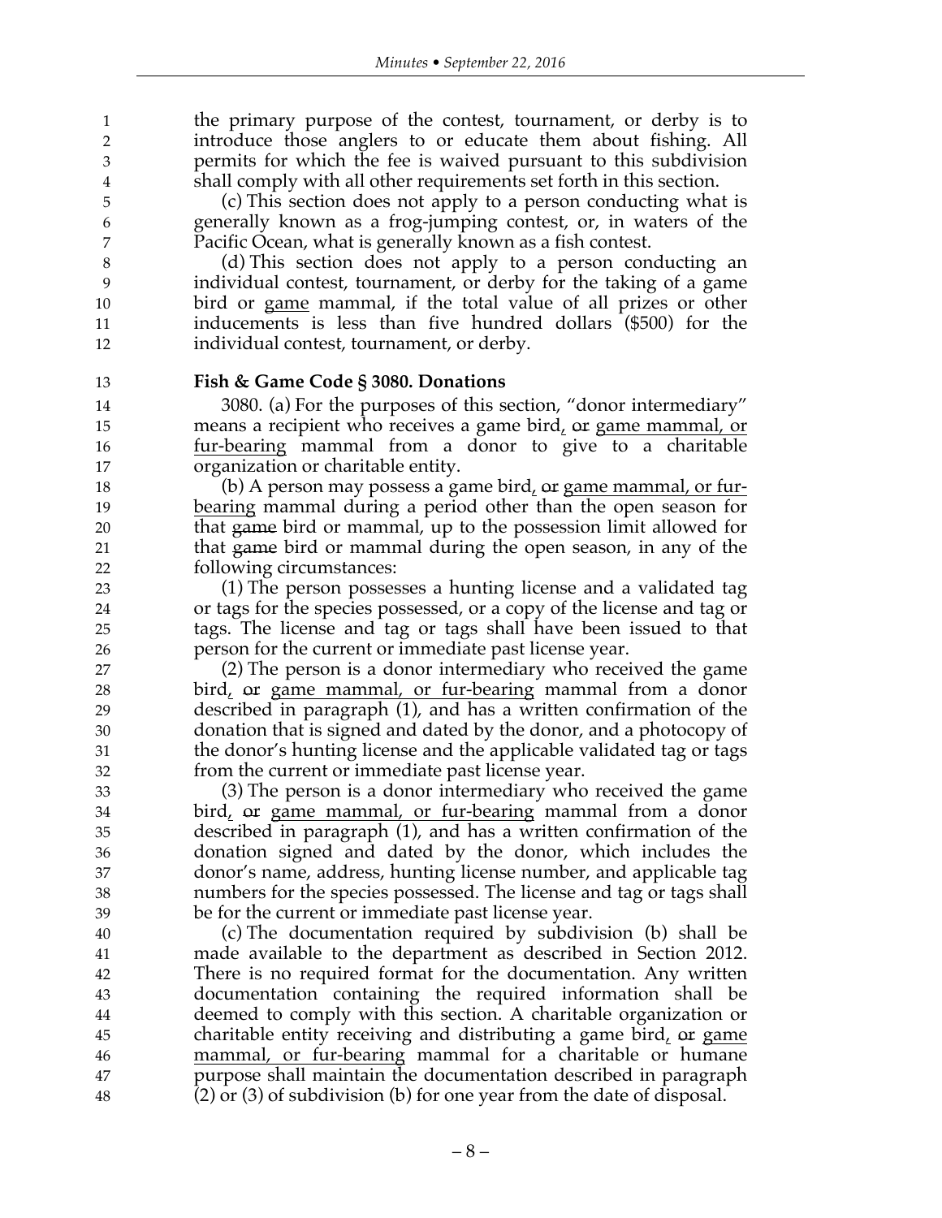the primary purpose of the contest, tournament, or derby is to introduce those anglers to or educate them about fishing. All permits for which the fee is waived pursuant to this subdivision shall comply with all other requirements set forth in this section.

(c) This section does not apply to a person conducting what is generally known as a frog-jumping contest, or, in waters of the Pacific Ocean, what is generally known as a fish contest.

(d) This section does not apply to a person conducting an individual contest, tournament, or derby for the taking of a game bird or <u>game</u> mammal, if the total value of all prizes or other inducements is less than five hundred dollars ($500) for the individual contest, tournament, or derby.

**Fish & Game Code § 3080. Donations**

3080. (a) For the purposes of this section, "donor intermediary" means a recipient who receives a game bird<u>,</u> ~~or~~ <u>game mammal, or fur-bearing</u> mammal from a donor to give to a charitable organization or charitable entity.

(b) A person may possess a game bird<u>,</u> ~~or~~ <u>game mammal, or fur-bearing</u> mammal during a period other than the open season for that ~~game~~ bird or mammal, up to the possession limit allowed for that ~~game~~ bird or mammal during the open season, in any of the following circumstances:

(1) The person possesses a hunting license and a validated tag or tags for the species possessed, or a copy of the license and tag or tags. The license and tag or tags shall have been issued to that person for the current or immediate past license year.

(2) The person is a donor intermediary who received the game bird<u>,</u> ~~or~~ <u>game mammal, or fur-bearing</u> mammal from a donor described in paragraph (1), and has a written confirmation of the donation that is signed and dated by the donor, and a photocopy of the donor's hunting license and the applicable validated tag or tags from the current or immediate past license year.

(3) The person is a donor intermediary who received the game bird<u>,</u> ~~or~~ <u>game mammal, or fur-bearing</u> mammal from a donor described in paragraph (1), and has a written confirmation of the donation signed and dated by the donor, which includes the donor's name, address, hunting license number, and applicable tag numbers for the species possessed. The license and tag or tags shall be for the current or immediate past license year.

(c) The documentation required by subdivision (b) shall be made available to the department as described in Section 2012. There is no required format for the documentation. Any written documentation containing the required information shall be deemed to comply with this section. A charitable organization or charitable entity receiving and distributing a game bird<u>,</u> ~~or~~ <u>game mammal, or fur-bearing</u> mammal for a charitable or humane purpose shall maintain the documentation described in paragraph (2) or (3) of subdivision (b) for one year from the date of disposal.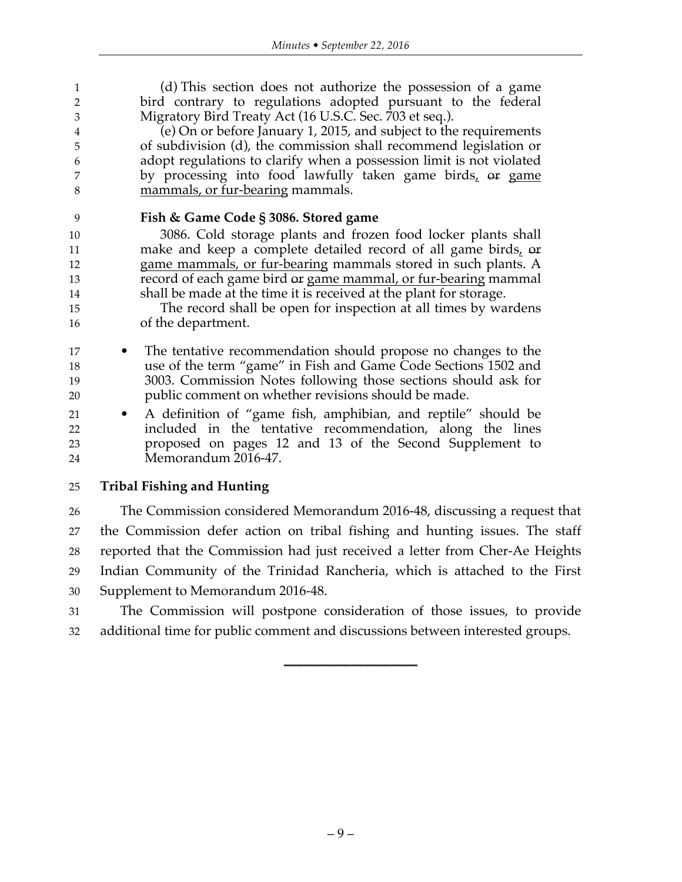(d) This section does not authorize the possession of a game bird contrary to regulations adopted pursuant to the federal Migratory Bird Treaty Act (16 U.S.C. Sec. 703 et seq.).

(e) On or before January 1, 2015, and subject to the requirements of subdivision (d), the commission shall recommend legislation or adopt regulations to clarify when a possession limit is not violated by processing into food lawfully taken game birds<u>,</u> ~~or~~ <u>game mammals, or fur-bearing</u> mammals.

**Fish & Game Code § 3086. Stored game**

3086. Cold storage plants and frozen food locker plants shall make and keep a complete detailed record of all game birds<u>,</u> ~~or~~ <u>game mammals, or fur-bearing</u> mammals stored in such plants. A record of each game bird ~~or~~ <u>game mammal, or fur-bearing</u> mammal shall be made at the time it is received at the plant for storage.

The record shall be open for inspection at all times by wardens of the department.

- The tentative recommendation should propose no changes to the use of the term "game" in Fish and Game Code Sections 1502 and 3003. Commission Notes following those sections should ask for public comment on whether revisions should be made.
- A definition of "game fish, amphibian, and reptile" should be included in the tentative recommendation, along the lines proposed on pages 12 and 13 of the Second Supplement to Memorandum 2016-47.

## Tribal Fishing and Hunting

The Commission considered Memorandum 2016-48, discussing a request that the Commission defer action on tribal fishing and hunting issues. The staff reported that the Commission had just received a letter from Cher-Ae Heights Indian Community of the Trinidad Rancheria, which is attached to the First Supplement to Memorandum 2016-48.

The Commission will postpone consideration of those issues, to provide additional time for public comment and discussions between interested groups.